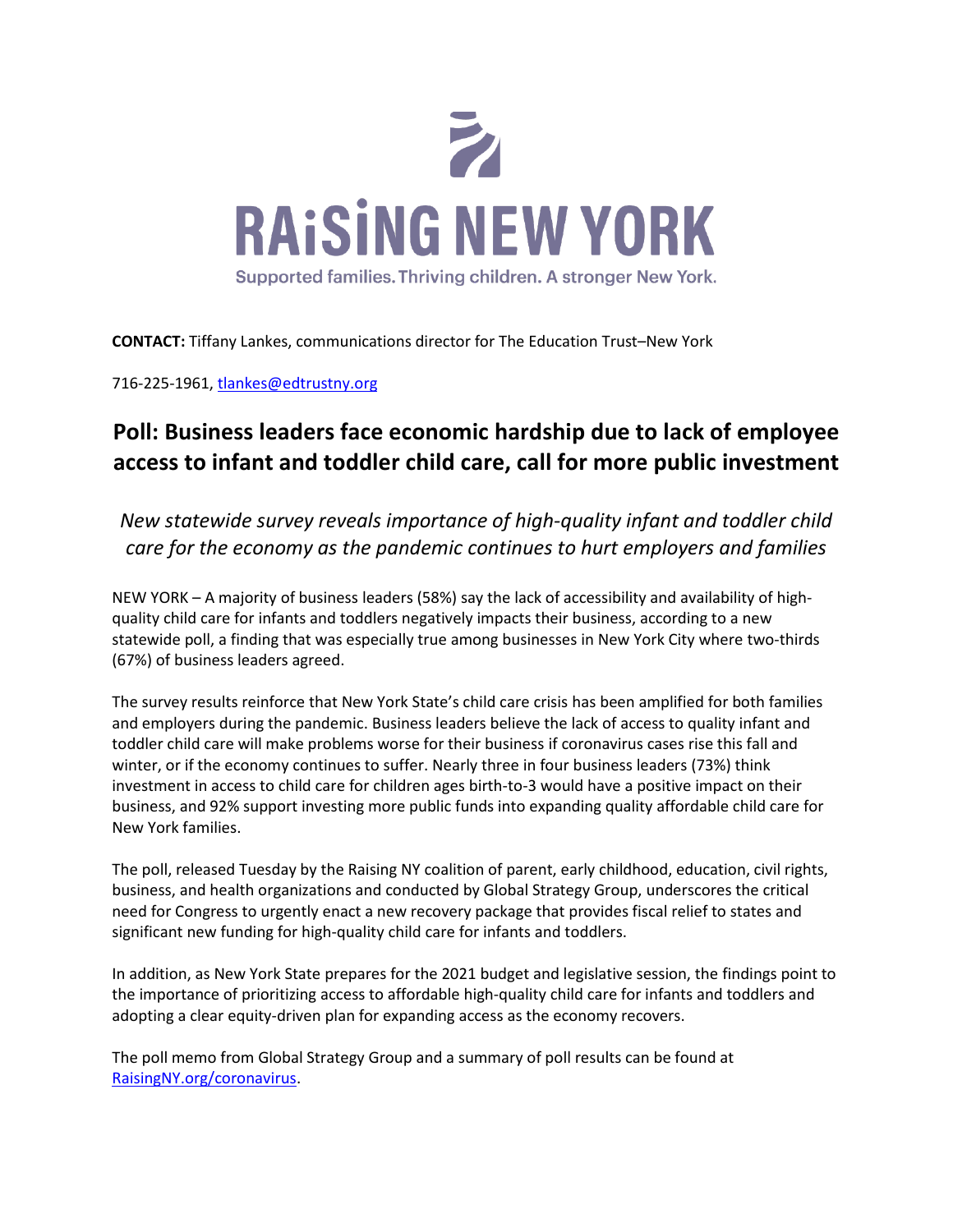# RAiSiNG NEW YORK

Supported families. Thriving children. A stronger New York.

**CONTACT:** Tiffany Lankes, communications director for The Education Trust–New York

716-225-1961, [tlankes@edtrustny.org](mailto:tlankes@edtrustny.org)

## Poll: Business leaders face economic hardship due to lack of employee access to infant and toddler child care, call for more public investment

*New statewide survey reveals importance of high-quality infant and toddler child care for the economy as the pandemic continues to hurt employers and families*

NEW YORK – A majority of business leaders (58%) say the lack of accessibility and availability of high-quality child care for infants and toddlers negatively impacts their business, according to a new statewide poll, a finding that was especially true among businesses in New York City where two-thirds (67%) of business leaders agreed.

The survey results reinforce that New York State's child care crisis has been amplified for both families and employers during the pandemic. Business leaders believe the lack of access to quality infant and toddler child care will make problems worse for their business if coronavirus cases rise this fall and winter, or if the economy continues to suffer. Nearly three in four business leaders (73%) think investment in access to child care for children ages birth-to-3 would have a positive impact on their business, and 92% support investing more public funds into expanding quality affordable child care for New York families.

The poll, released Tuesday by the Raising NY coalition of parent, early childhood, education, civil rights, business, and health organizations and conducted by Global Strategy Group, underscores the critical need for Congress to urgently enact a new recovery package that provides fiscal relief to states and significant new funding for high-quality child care for infants and toddlers.

In addition, as New York State prepares for the 2021 budget and legislative session, the findings point to the importance of prioritizing access to affordable high-quality child care for infants and toddlers and adopting a clear equity-driven plan for expanding access as the economy recovers.

The poll memo from Global Strategy Group and a summary of poll results can be found at [RaisingNY.org/coronavirus](RaisingNY.org/coronavirus).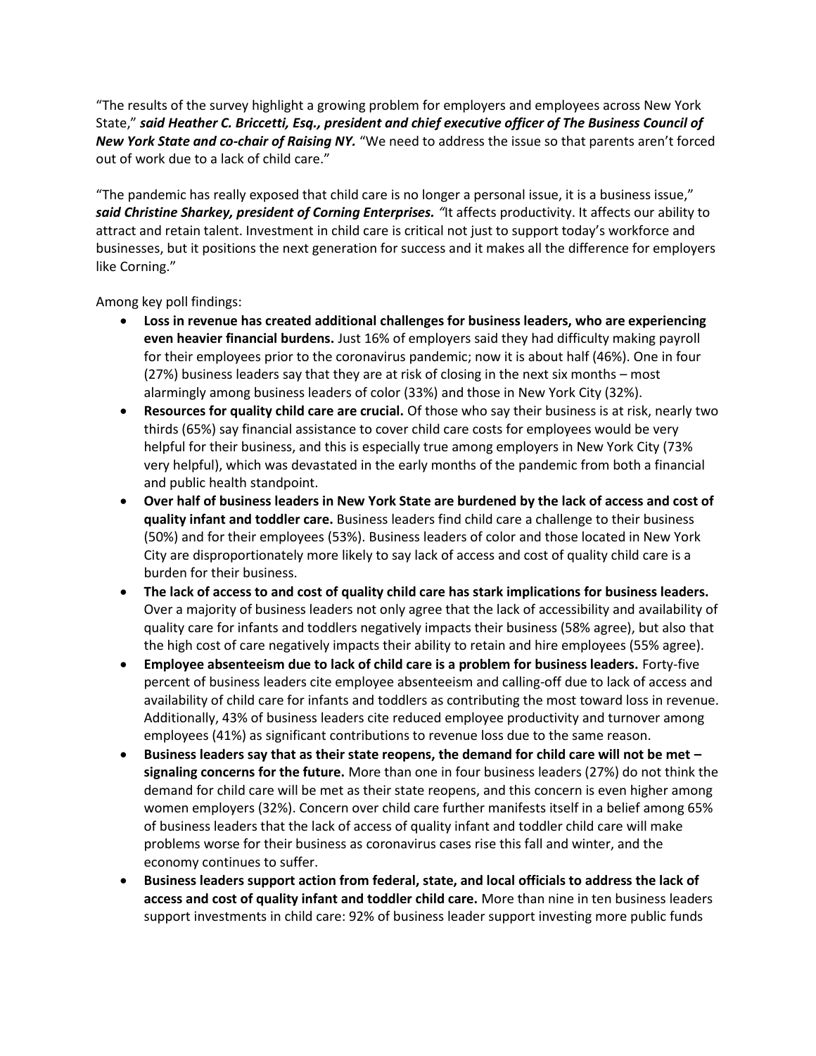"The results of the survey highlight a growing problem for employers and employees across New York State," ***said Heather C. Briccetti, Esq., president and chief executive officer of The Business Council of New York State and co-chair of Raising NY.*** "We need to address the issue so that parents aren't forced out of work due to a lack of child care."

"The pandemic has really exposed that child care is no longer a personal issue, it is a business issue," ***said Christine Sharkey, president of Corning Enterprises.*** "It affects productivity. It affects our ability to attract and retain talent. Investment in child care is critical not just to support today's workforce and businesses, but it positions the next generation for success and it makes all the difference for employers like Corning."

Among key poll findings:

- **Loss in revenue has created additional challenges for business leaders, who are experiencing even heavier financial burdens.** Just 16% of employers said they had difficulty making payroll for their employees prior to the coronavirus pandemic; now it is about half (46%). One in four (27%) business leaders say that they are at risk of closing in the next six months – most alarmingly among business leaders of color (33%) and those in New York City (32%).
- **Resources for quality child care are crucial.** Of those who say their business is at risk, nearly two thirds (65%) say financial assistance to cover child care costs for employees would be very helpful for their business, and this is especially true among employers in New York City (73% very helpful), which was devastated in the early months of the pandemic from both a financial and public health standpoint.
- **Over half of business leaders in New York State are burdened by the lack of access and cost of quality infant and toddler care.** Business leaders find child care a challenge to their business (50%) and for their employees (53%). Business leaders of color and those located in New York City are disproportionately more likely to say lack of access and cost of quality child care is a burden for their business.
- **The lack of access to and cost of quality child care has stark implications for business leaders.** Over a majority of business leaders not only agree that the lack of accessibility and availability of quality care for infants and toddlers negatively impacts their business (58% agree), but also that the high cost of care negatively impacts their ability to retain and hire employees (55% agree).
- **Employee absenteeism due to lack of child care is a problem for business leaders.** Forty-five percent of business leaders cite employee absenteeism and calling-off due to lack of access and availability of child care for infants and toddlers as contributing the most toward loss in revenue. Additionally, 43% of business leaders cite reduced employee productivity and turnover among employees (41%) as significant contributions to revenue loss due to the same reason.
- **Business leaders say that as their state reopens, the demand for child care will not be met – signaling concerns for the future.** More than one in four business leaders (27%) do not think the demand for child care will be met as their state reopens, and this concern is even higher among women employers (32%). Concern over child care further manifests itself in a belief among 65% of business leaders that the lack of access of quality infant and toddler child care will make problems worse for their business as coronavirus cases rise this fall and winter, and the economy continues to suffer.
- **Business leaders support action from federal, state, and local officials to address the lack of access and cost of quality infant and toddler child care.** More than nine in ten business leaders support investments in child care: 92% of business leader support investing more public funds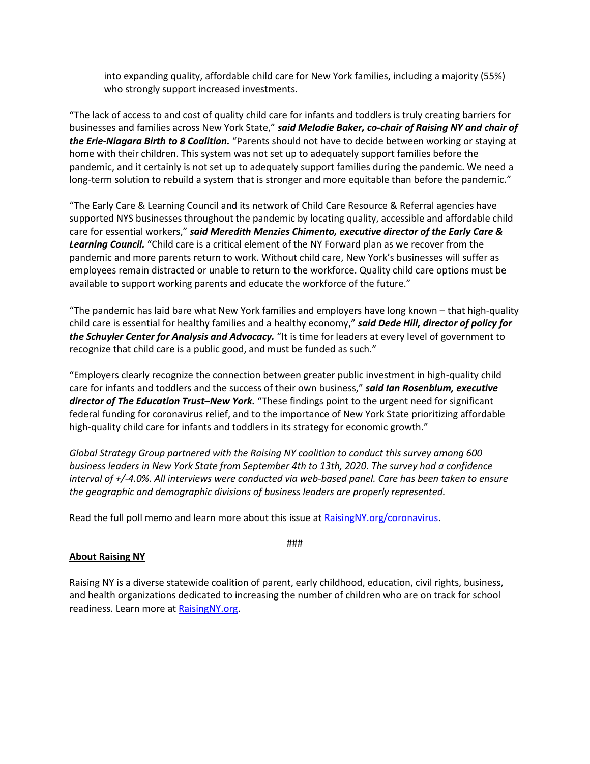into expanding quality, affordable child care for New York families, including a majority (55%) who strongly support increased investments.

"The lack of access to and cost of quality child care for infants and toddlers is truly creating barriers for businesses and families across New York State," ***said Melodie Baker, co-chair of Raising NY and chair of the Erie-Niagara Birth to 8 Coalition.*** "Parents should not have to decide between working or staying at home with their children. This system was not set up to adequately support families before the pandemic, and it certainly is not set up to adequately support families during the pandemic. We need a long-term solution to rebuild a system that is stronger and more equitable than before the pandemic."

"The Early Care & Learning Council and its network of Child Care Resource & Referral agencies have supported NYS businesses throughout the pandemic by locating quality, accessible and affordable child care for essential workers," ***said Meredith Menzies Chimento, executive director of the Early Care & Learning Council.*** "Child care is a critical element of the NY Forward plan as we recover from the pandemic and more parents return to work. Without child care, New York's businesses will suffer as employees remain distracted or unable to return to the workforce. Quality child care options must be available to support working parents and educate the workforce of the future."

"The pandemic has laid bare what New York families and employers have long known – that high-quality child care is essential for healthy families and a healthy economy," ***said Dede Hill, director of policy for the Schuyler Center for Analysis and Advocacy.*** "It is time for leaders at every level of government to recognize that child care is a public good, and must be funded as such."

"Employers clearly recognize the connection between greater public investment in high-quality child care for infants and toddlers and the success of their own business," ***said Ian Rosenblum, executive director of The Education Trust–New York.*** "These findings point to the urgent need for significant federal funding for coronavirus relief, and to the importance of New York State prioritizing affordable high-quality child care for infants and toddlers in its strategy for economic growth."

*Global Strategy Group partnered with the Raising NY coalition to conduct this survey among 600 business leaders in New York State from September 4th to 13th, 2020. The survey had a confidence interval of +/-4.0%. All interviews were conducted via web-based panel. Care has been taken to ensure the geographic and demographic divisions of business leaders are properly represented.*

Read the full poll memo and learn more about this issue at [RaisingNY.org/coronavirus](RaisingNY.org/coronavirus).

###

**About Raising NY**

Raising NY is a diverse statewide coalition of parent, early childhood, education, civil rights, business, and health organizations dedicated to increasing the number of children who are on track for school readiness. Learn more at [RaisingNY.org](RaisingNY.org).